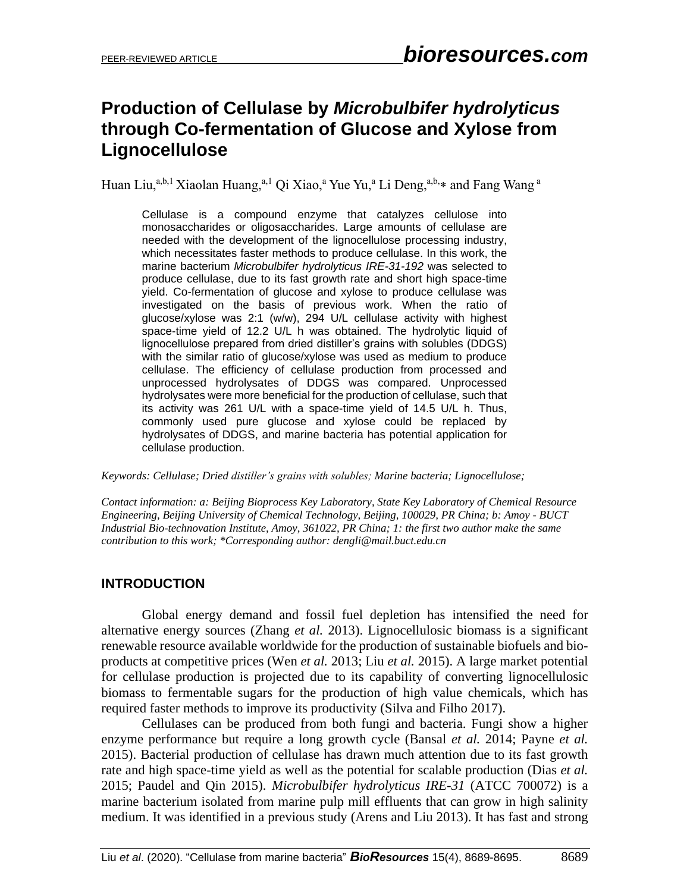# Production of Cellulase by *Microbulbifer hydrolyticus* through Co-fermentation of Glucose and Xylose from Lignocellulose

Huan Liu,[a,b,1] Xiaolan Huang,[a,1] Qi Xiao,[a] Yue Yu,[a] Li Deng,[a,b,*] and Fang Wang [a]

Cellulase is a compound enzyme that catalyzes cellulose into monosaccharides or oligosaccharides. Large amounts of cellulase are needed with the development of the lignocellulose processing industry, which necessitates faster methods to produce cellulase. In this work, the marine bacterium *Microbulbifer hydrolyticus IRE-31-192* was selected to produce cellulase, due to its fast growth rate and short high space-time yield. Co-fermentation of glucose and xylose to produce cellulase was investigated on the basis of previous work. When the ratio of glucose/xylose was 2:1 (w/w), 294 U/L cellulase activity with highest space-time yield of 12.2 U/L h was obtained. The hydrolytic liquid of lignocellulose prepared from dried distiller's grains with solubles (DDGS) with the similar ratio of glucose/xylose was used as medium to produce cellulase. The efficiency of cellulase production from processed and unprocessed hydrolysates of DDGS was compared. Unprocessed hydrolysates were more beneficial for the production of cellulase, such that its activity was 261 U/L with a space-time yield of 14.5 U/L h. Thus, commonly used pure glucose and xylose could be replaced by hydrolysates of DDGS, and marine bacteria has potential application for cellulase production.

*Keywords: Cellulase; Dried distiller's grains with solubles; Marine bacteria; Lignocellulose;*

*Contact information: a: Beijing Bioprocess Key Laboratory, State Key Laboratory of Chemical Resource Engineering, Beijing University of Chemical Technology, Beijing, 100029, PR China; b: Amoy - BUCT Industrial Bio-technovation Institute, Amoy, 361022, PR China; 1: the first two author make the same contribution to this work; *Corresponding author: dengli@mail.buct.edu.cn*

## INTRODUCTION

Global energy demand and fossil fuel depletion has intensified the need for alternative energy sources (Zhang *et al.* 2013). Lignocellulosic biomass is a significant renewable resource available worldwide for the production of sustainable biofuels and bio-products at competitive prices (Wen *et al.* 2013; Liu *et al.* 2015). A large market potential for cellulase production is projected due to its capability of converting lignocellulosic biomass to fermentable sugars for the production of high value chemicals, which has required faster methods to improve its productivity (Silva and Filho 2017).

Cellulases can be produced from both fungi and bacteria. Fungi show a higher enzyme performance but require a long growth cycle (Bansal *et al.* 2014; Payne *et al.* 2015). Bacterial production of cellulase has drawn much attention due to its fast growth rate and high space-time yield as well as the potential for scalable production (Dias *et al.* 2015; Paudel and Qin 2015). *Microbulbifer hydrolyticus IRE-31* (ATCC 700072) is a marine bacterium isolated from marine pulp mill effluents that can grow in high salinity medium. It was identified in a previous study (Arens and Liu 2013). It has fast and strong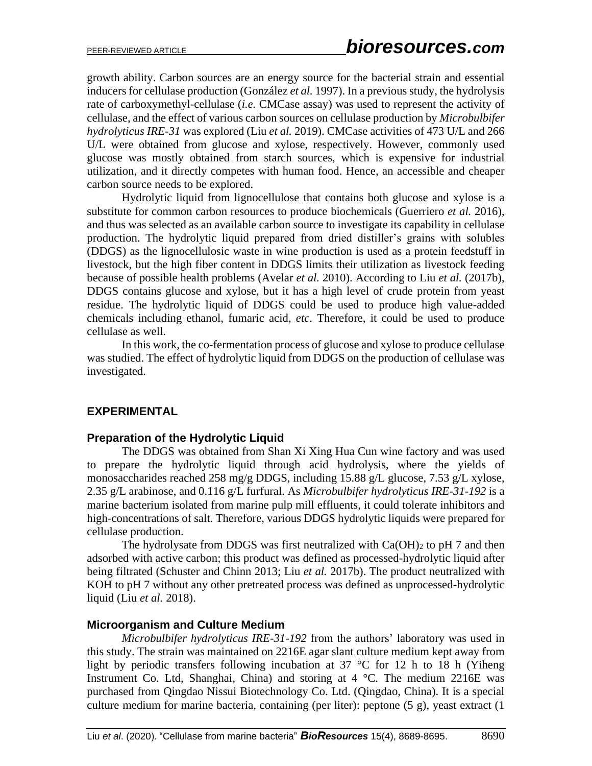growth ability. Carbon sources are an energy source for the bacterial strain and essential inducers for cellulase production (González *et al.* 1997). In a previous study, the hydrolysis rate of carboxymethyl-cellulase (*i.e.* CMCase assay) was used to represent the activity of cellulase, and the effect of various carbon sources on cellulase production by *Microbulbifer hydrolyticus IRE-31* was explored (Liu *et al.* 2019). CMCase activities of 473 U/L and 266 U/L were obtained from glucose and xylose, respectively. However, commonly used glucose was mostly obtained from starch sources, which is expensive for industrial utilization, and it directly competes with human food. Hence, an accessible and cheaper carbon source needs to be explored.

Hydrolytic liquid from lignocellulose that contains both glucose and xylose is a substitute for common carbon resources to produce biochemicals (Guerriero *et al.* 2016), and thus was selected as an available carbon source to investigate its capability in cellulase production. The hydrolytic liquid prepared from dried distiller's grains with solubles (DDGS) as the lignocellulosic waste in wine production is used as a protein feedstuff in livestock, but the high fiber content in DDGS limits their utilization as livestock feeding because of possible health problems (Avelar *et al.* 2010). According to Liu *et al.* (2017b), DDGS contains glucose and xylose, but it has a high level of crude protein from yeast residue. The hydrolytic liquid of DDGS could be used to produce high value-added chemicals including ethanol, fumaric acid, *etc*. Therefore, it could be used to produce cellulase as well.

In this work, the co-fermentation process of glucose and xylose to produce cellulase was studied. The effect of hydrolytic liquid from DDGS on the production of cellulase was investigated.

## EXPERIMENTAL

### Preparation of the Hydrolytic Liquid

The DDGS was obtained from Shan Xi Xing Hua Cun wine factory and was used to prepare the hydrolytic liquid through acid hydrolysis, where the yields of monosaccharides reached 258 mg/g DDGS, including 15.88 g/L glucose, 7.53 g/L xylose, 2.35 g/L arabinose, and 0.116 g/L furfural. As *Microbulbifer hydrolyticus IRE-31-192* is a marine bacterium isolated from marine pulp mill effluents, it could tolerate inhibitors and high-concentrations of salt. Therefore, various DDGS hydrolytic liquids were prepared for cellulase production.

The hydrolysate from DDGS was first neutralized with $Ca(OH)_2$ to pH 7 and then adsorbed with active carbon; this product was defined as processed-hydrolytic liquid after being filtrated (Schuster and Chinn 2013; Liu *et al.* 2017b). The product neutralized with KOH to pH 7 without any other pretreated process was defined as unprocessed-hydrolytic liquid (Liu *et al.* 2018).

### Microorganism and Culture Medium

*Microbulbifer hydrolyticus IRE-31-192* from the authors' laboratory was used in this study. The strain was maintained on 2216E agar slant culture medium kept away from light by periodic transfers following incubation at 37 °C for 12 h to 18 h (Yiheng Instrument Co. Ltd, Shanghai, China) and storing at 4 °C. The medium 2216E was purchased from Qingdao Nissui Biotechnology Co. Ltd. (Qingdao, China). It is a special culture medium for marine bacteria, containing (per liter): peptone (5 g), yeast extract (1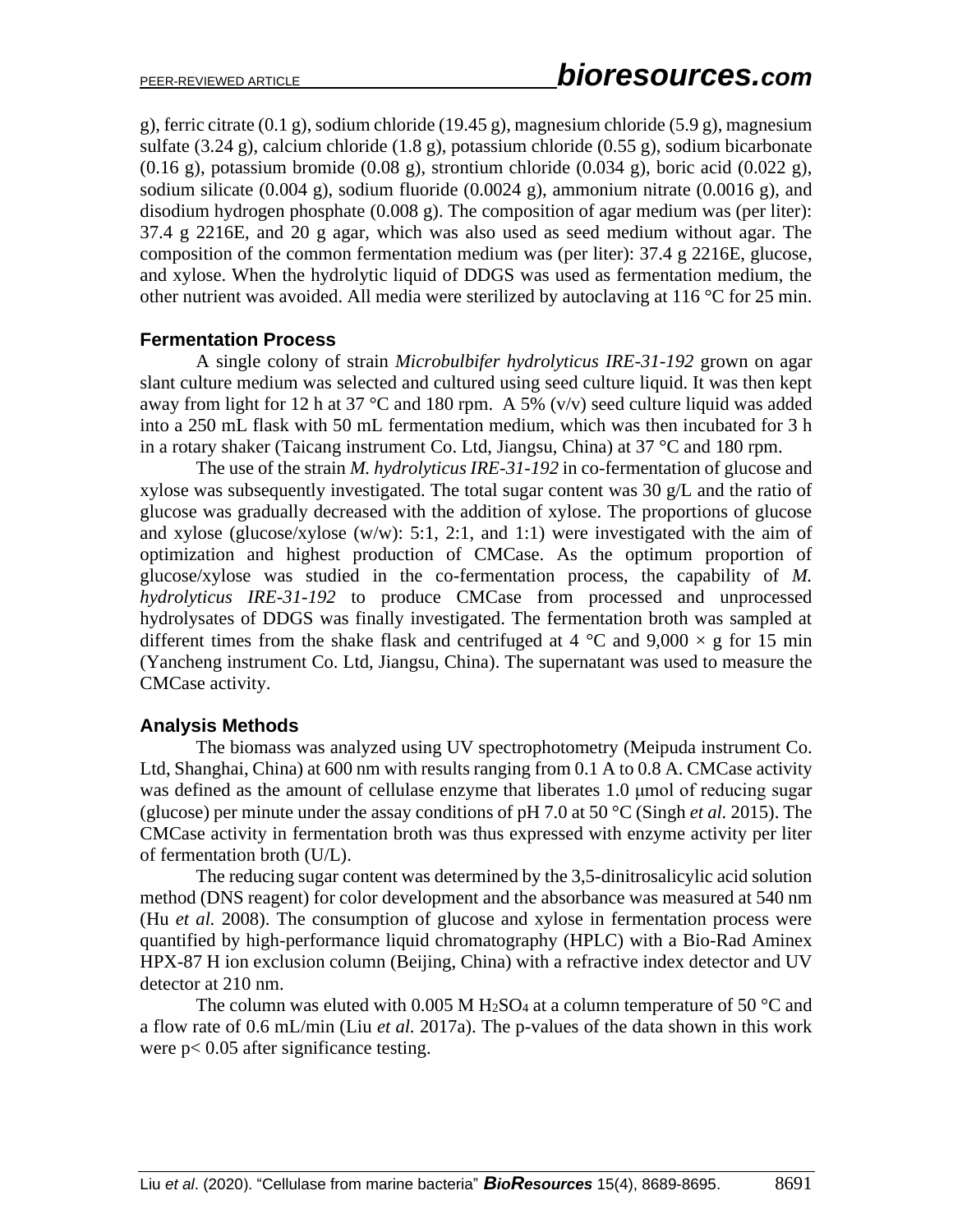g), ferric citrate (0.1 g), sodium chloride (19.45 g), magnesium chloride (5.9 g), magnesium sulfate (3.24 g), calcium chloride (1.8 g), potassium chloride (0.55 g), sodium bicarbonate (0.16 g), potassium bromide (0.08 g), strontium chloride (0.034 g), boric acid (0.022 g), sodium silicate (0.004 g), sodium fluoride (0.0024 g), ammonium nitrate (0.0016 g), and disodium hydrogen phosphate (0.008 g). The composition of agar medium was (per liter): 37.4 g 2216E, and 20 g agar, which was also used as seed medium without agar. The composition of the common fermentation medium was (per liter): 37.4 g 2216E, glucose, and xylose. When the hydrolytic liquid of DDGS was used as fermentation medium, the other nutrient was avoided. All media were sterilized by autoclaving at 116 °C for 25 min.

## Fermentation Process

A single colony of strain *Microbulbifer hydrolyticus IRE-31-192* grown on agar slant culture medium was selected and cultured using seed culture liquid. It was then kept away from light for 12 h at 37 °C and 180 rpm. A 5% (v/v) seed culture liquid was added into a 250 mL flask with 50 mL fermentation medium, which was then incubated for 3 h in a rotary shaker (Taicang instrument Co. Ltd, Jiangsu, China) at 37 °C and 180 rpm.

The use of the strain *M. hydrolyticus IRE-31-192* in co-fermentation of glucose and xylose was subsequently investigated. The total sugar content was 30 g/L and the ratio of glucose was gradually decreased with the addition of xylose. The proportions of glucose and xylose (glucose/xylose (w/w): 5:1, 2:1, and 1:1) were investigated with the aim of optimization and highest production of CMCase. As the optimum proportion of glucose/xylose was studied in the co-fermentation process, the capability of *M. hydrolyticus IRE-31-192* to produce CMCase from processed and unprocessed hydrolysates of DDGS was finally investigated. The fermentation broth was sampled at different times from the shake flask and centrifuged at 4 °C and 9,000 × g for 15 min (Yancheng instrument Co. Ltd, Jiangsu, China). The supernatant was used to measure the CMCase activity.

## Analysis Methods

The biomass was analyzed using UV spectrophotometry (Meipuda instrument Co. Ltd, Shanghai, China) at 600 nm with results ranging from 0.1 A to 0.8 A. CMCase activity was defined as the amount of cellulase enzyme that liberates 1.0 μmol of reducing sugar (glucose) per minute under the assay conditions of pH 7.0 at 50 °C (Singh *et al.* 2015). The CMCase activity in fermentation broth was thus expressed with enzyme activity per liter of fermentation broth (U/L).

The reducing sugar content was determined by the 3,5-dinitrosalicylic acid solution method (DNS reagent) for color development and the absorbance was measured at 540 nm (Hu *et al.* 2008). The consumption of glucose and xylose in fermentation process were quantified by high-performance liquid chromatography (HPLC) with a Bio-Rad Aminex HPX-87 H ion exclusion column (Beijing, China) with a refractive index detector and UV detector at 210 nm.

The column was eluted with 0.005 M $H_2SO_4$ at a column temperature of 50 °C and a flow rate of 0.6 mL/min (Liu *et al.* 2017a). The p-values of the data shown in this work were $p < 0.05$ after significance testing.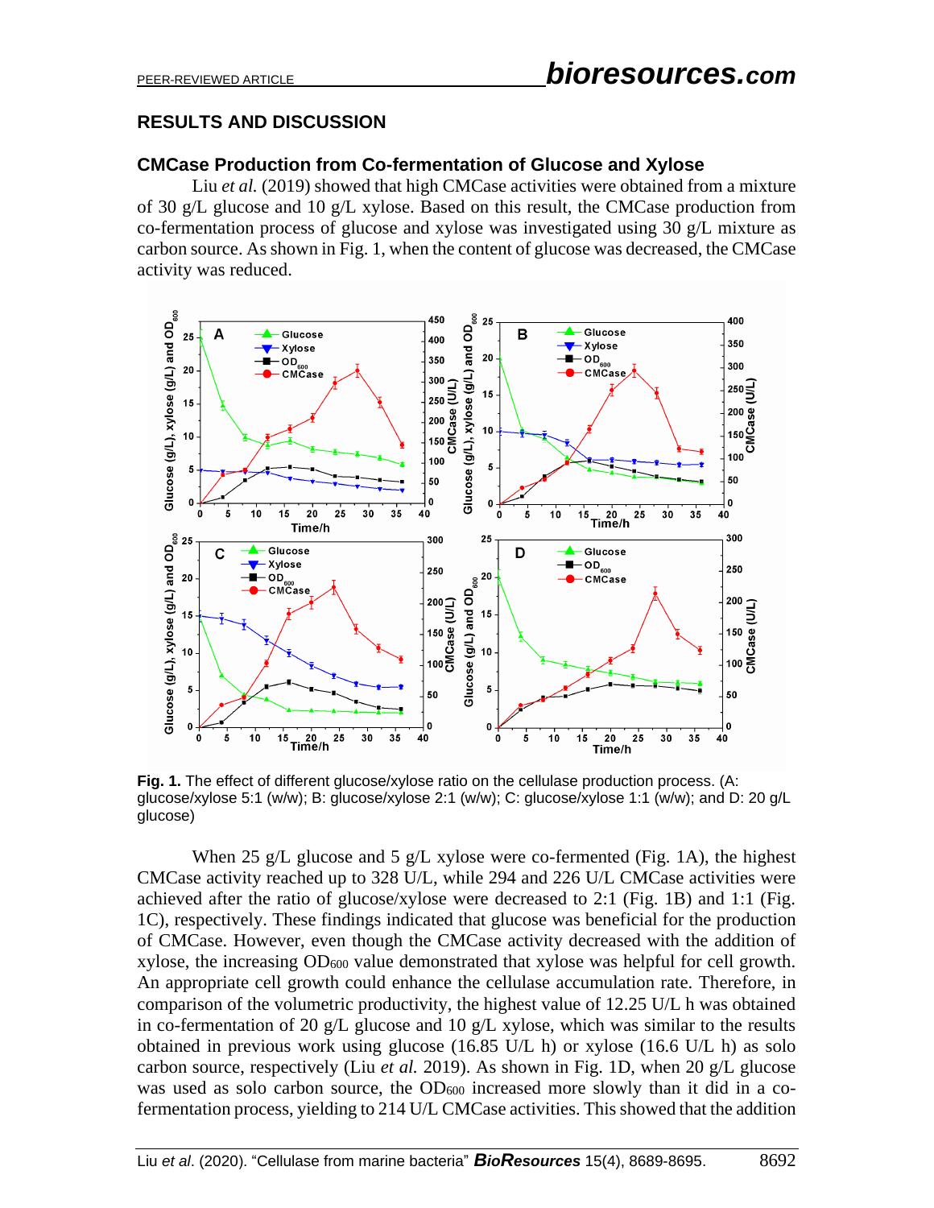## RESULTS AND DISCUSSION

### CMCase Production from Co-fermentation of Glucose and Xylose

Liu *et al.* (2019) showed that high CMCase activities were obtained from a mixture of 30 g/L glucose and 10 g/L xylose. Based on this result, the CMCase production from co-fermentation process of glucose and xylose was investigated using 30 g/L mixture as carbon source. As shown in Fig. 1, when the content of glucose was decreased, the CMCase activity was reduced.

**Fig. 1.** The effect of different glucose/xylose ratio on the cellulase production process. (A: glucose/xylose 5:1 (w/w); B: glucose/xylose 2:1 (w/w); C: glucose/xylose 1:1 (w/w); and D: 20 g/L glucose)

When 25 g/L glucose and 5 g/L xylose were co-fermented (Fig. 1A), the highest CMCase activity reached up to 328 U/L, while 294 and 226 U/L CMCase activities were achieved after the ratio of glucose/xylose were decreased to 2:1 (Fig. 1B) and 1:1 (Fig. 1C), respectively. These findings indicated that glucose was beneficial for the production of CMCase. However, even though the CMCase activity decreased with the addition of xylose, the increasing $OD_{600}$ value demonstrated that xylose was helpful for cell growth. An appropriate cell growth could enhance the cellulase accumulation rate. Therefore, in comparison of the volumetric productivity, the highest value of 12.25 U/L h was obtained in co-fermentation of 20 g/L glucose and 10 g/L xylose, which was similar to the results obtained in previous work using glucose (16.85 U/L h) or xylose (16.6 U/L h) as solo carbon source, respectively (Liu *et al.* 2019). As shown in Fig. 1D, when 20 g/L glucose was used as solo carbon source, the $OD_{600}$ increased more slowly than it did in a co-fermentation process, yielding to 214 U/L CMCase activities. This showed that the addition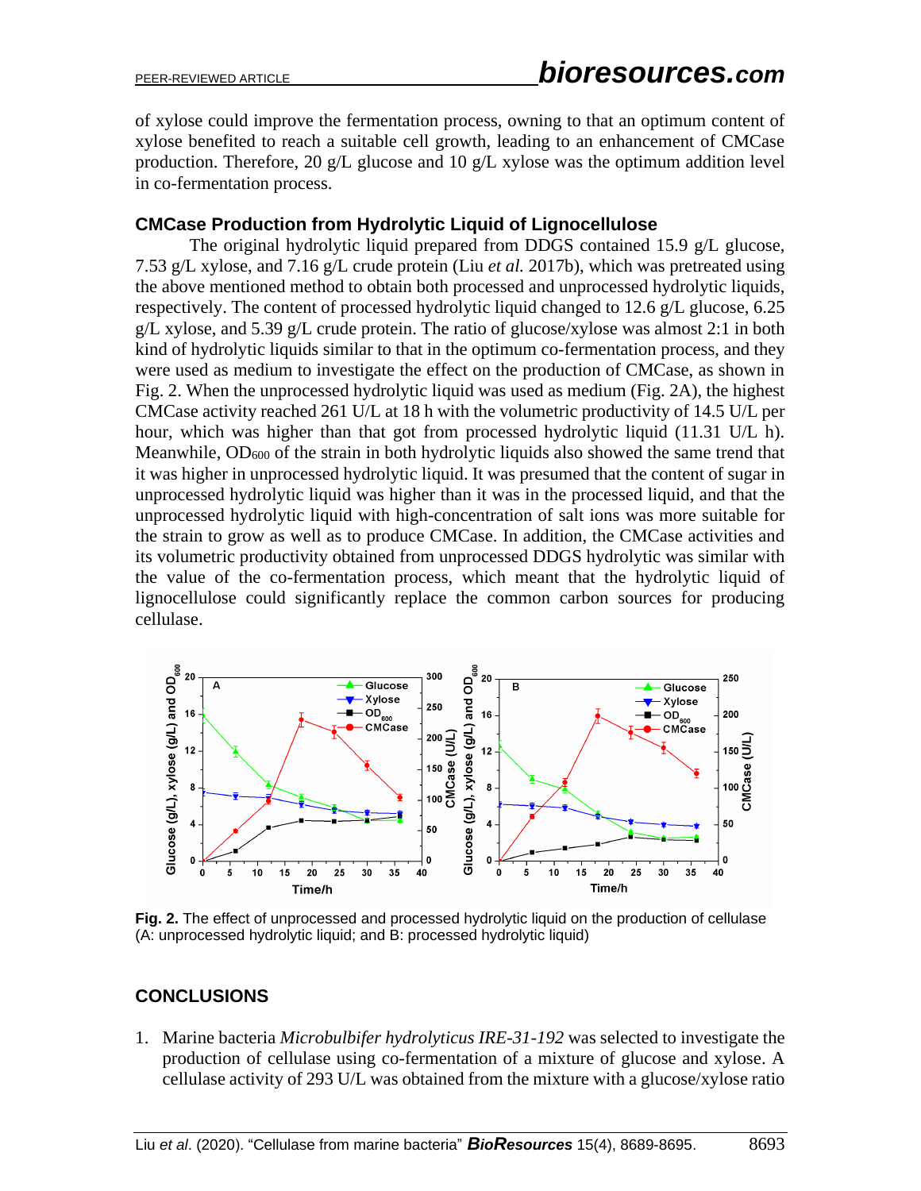of xylose could improve the fermentation process, owning to that an optimum content of xylose benefited to reach a suitable cell growth, leading to an enhancement of CMCase production. Therefore, 20 g/L glucose and 10 g/L xylose was the optimum addition level in co-fermentation process.

### CMCase Production from Hydrolytic Liquid of Lignocellulose

The original hydrolytic liquid prepared from DDGS contained 15.9 g/L glucose, 7.53 g/L xylose, and 7.16 g/L crude protein (Liu *et al.* 2017b), which was pretreated using the above mentioned method to obtain both processed and unprocessed hydrolytic liquids, respectively. The content of processed hydrolytic liquid changed to 12.6 g/L glucose, 6.25 g/L xylose, and 5.39 g/L crude protein. The ratio of glucose/xylose was almost 2:1 in both kind of hydrolytic liquids similar to that in the optimum co-fermentation process, and they were used as medium to investigate the effect on the production of CMCase, as shown in Fig. 2. When the unprocessed hydrolytic liquid was used as medium (Fig. 2A), the highest CMCase activity reached 261 U/L at 18 h with the volumetric productivity of 14.5 U/L per hour, which was higher than that got from processed hydrolytic liquid (11.31 U/L h). Meanwhile, $OD_{600}$ of the strain in both hydrolytic liquids also showed the same trend that it was higher in unprocessed hydrolytic liquid. It was presumed that the content of sugar in unprocessed hydrolytic liquid was higher than it was in the processed liquid, and that the unprocessed hydrolytic liquid with high-concentration of salt ions was more suitable for the strain to grow as well as to produce CMCase. In addition, the CMCase activities and its volumetric productivity obtained from unprocessed DDGS hydrolytic was similar with the value of the co-fermentation process, which meant that the hydrolytic liquid of lignocellulose could significantly replace the common carbon sources for producing cellulase.

**Fig. 2.** The effect of unprocessed and processed hydrolytic liquid on the production of cellulase (A: unprocessed hydrolytic liquid; and B: processed hydrolytic liquid)

## CONCLUSIONS

1. Marine bacteria *Microbulbifer hydrolyticus IRE-31-192* was selected to investigate the production of cellulase using co-fermentation of a mixture of glucose and xylose. A cellulase activity of 293 U/L was obtained from the mixture with a glucose/xylose ratio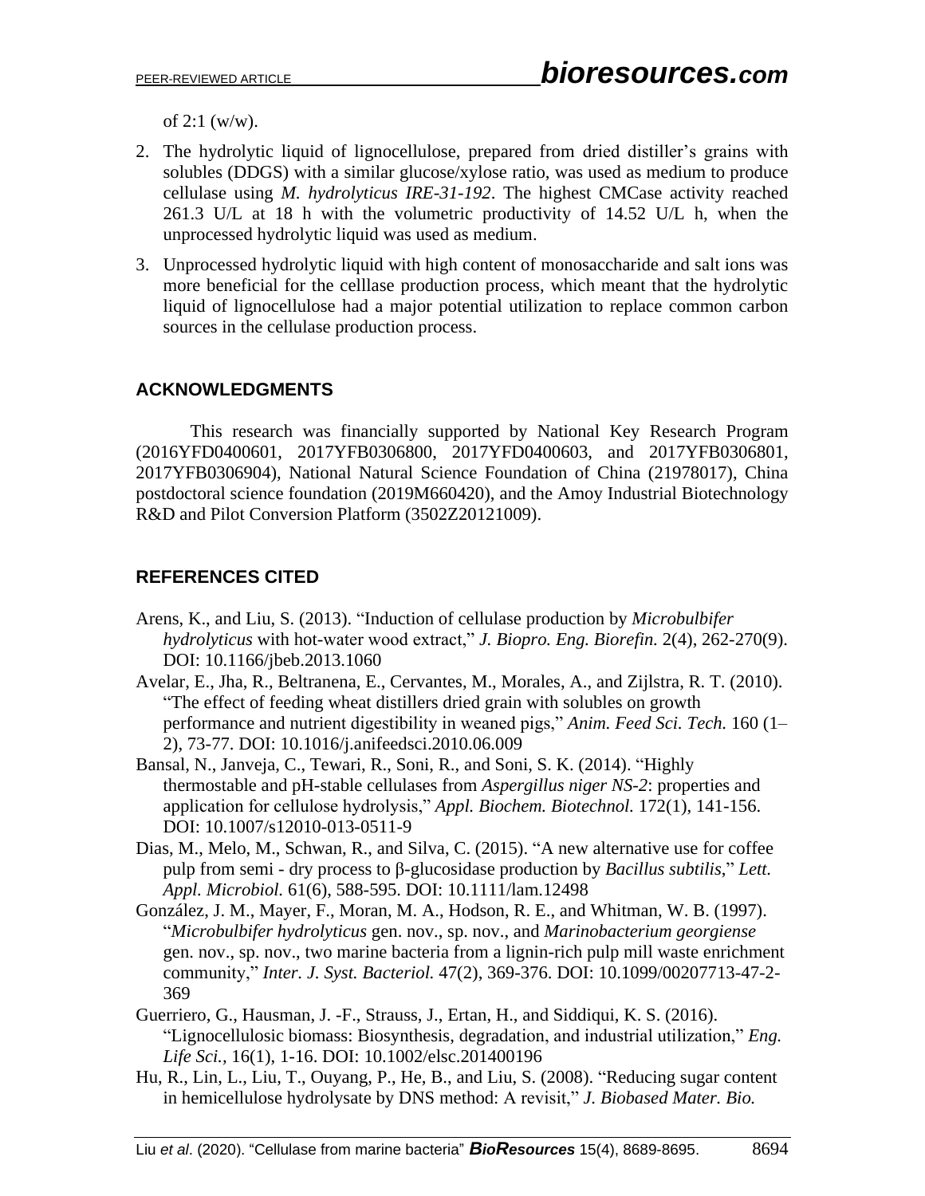of 2:1 (w/w).

2. The hydrolytic liquid of lignocellulose, prepared from dried distiller's grains with solubles (DDGS) with a similar glucose/xylose ratio, was used as medium to produce cellulase using *M. hydrolyticus IRE-31-192*. The highest CMCase activity reached 261.3 U/L at 18 h with the volumetric productivity of 14.52 U/L h, when the unprocessed hydrolytic liquid was used as medium.
3. Unprocessed hydrolytic liquid with high content of monosaccharide and salt ions was more beneficial for the celllase production process, which meant that the hydrolytic liquid of lignocellulose had a major potential utilization to replace common carbon sources in the cellulase production process.

## ACKNOWLEDGMENTS

This research was financially supported by National Key Research Program (2016YFD0400601, 2017YFB0306800, 2017YFD0400603, and 2017YFB0306801, 2017YFB0306904), National Natural Science Foundation of China (21978017), China postdoctoral science foundation (2019M660420), and the Amoy Industrial Biotechnology R&D and Pilot Conversion Platform (3502Z20121009).

## REFERENCES CITED

Arens, K., and Liu, S. (2013). "Induction of cellulase production by *Microbulbifer hydrolyticus* with hot-water wood extract," *J. Biopro. Eng. Biorefin.* 2(4), 262-270(9). DOI: 10.1166/jbeb.2013.1060

Avelar, E., Jha, R., Beltranena, E., Cervantes, M., Morales, A., and Zijlstra, R. T. (2010). "The effect of feeding wheat distillers dried grain with solubles on growth performance and nutrient digestibility in weaned pigs," *Anim. Feed Sci. Tech.* 160 (1–2), 73-77. DOI: 10.1016/j.anifeedsci.2010.06.009

Bansal, N., Janveja, C., Tewari, R., Soni, R., and Soni, S. K. (2014). "Highly thermostable and pH-stable cellulases from *Aspergillus niger NS-2*: properties and application for cellulose hydrolysis," *Appl. Biochem. Biotechnol.* 172(1), 141-156. DOI: 10.1007/s12010-013-0511-9

Dias, M., Melo, M., Schwan, R., and Silva, C. (2015). "A new alternative use for coffee pulp from semi - dry process to β-glucosidase production by *Bacillus subtilis*," *Lett. Appl. Microbiol.* 61(6), 588-595. DOI: 10.1111/lam.12498

González, J. M., Mayer, F., Moran, M. A., Hodson, R. E., and Whitman, W. B. (1997). "*Microbulbifer hydrolyticus* gen. nov., sp. nov., and *Marinobacterium georgiense* gen. nov., sp. nov., two marine bacteria from a lignin-rich pulp mill waste enrichment community," *Inter. J. Syst. Bacteriol.* 47(2), 369-376. DOI: 10.1099/00207713-47-2-369

Guerriero, G., Hausman, J. -F., Strauss, J., Ertan, H., and Siddiqui, K. S. (2016). "Lignocellulosic biomass: Biosynthesis, degradation, and industrial utilization," *Eng. Life Sci.*, 16(1), 1-16. DOI: 10.1002/elsc.201400196

Hu, R., Lin, L., Liu, T., Ouyang, P., He, B., and Liu, S. (2008). "Reducing sugar content in hemicellulose hydrolysate by DNS method: A revisit," *J. Biobased Mater. Bio.*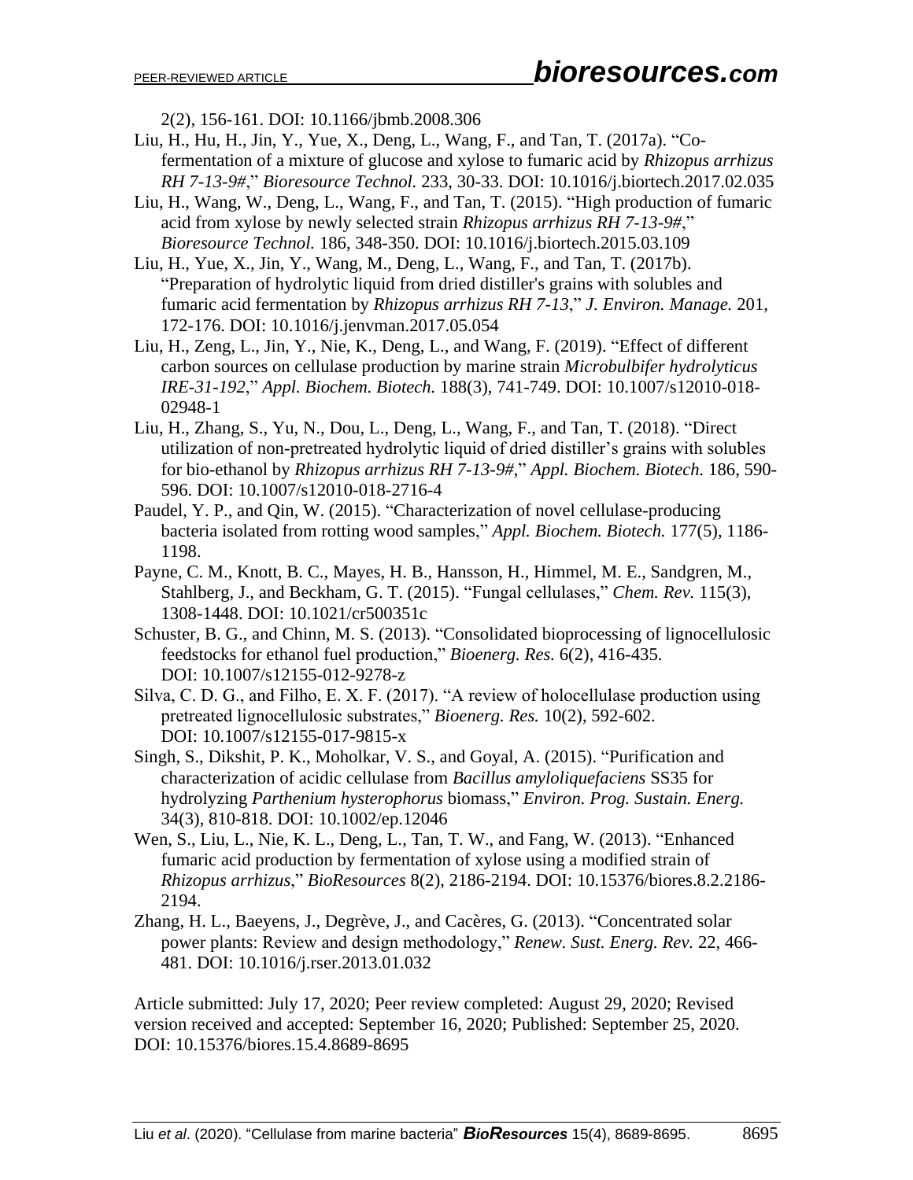2(2), 156-161. DOI: 10.1166/jbmb.2008.306

Liu, H., Hu, H., Jin, Y., Yue, X., Deng, L., Wang, F., and Tan, T. (2017a). "Co-fermentation of a mixture of glucose and xylose to fumaric acid by *Rhizopus arrhizus RH 7-13-9#*," *Bioresource Technol.* 233, 30-33. DOI: 10.1016/j.biortech.2017.02.035

Liu, H., Wang, W., Deng, L., Wang, F., and Tan, T. (2015). "High production of fumaric acid from xylose by newly selected strain *Rhizopus arrhizus RH 7-13-9#*," *Bioresource Technol.* 186, 348-350. DOI: 10.1016/j.biortech.2015.03.109

Liu, H., Yue, X., Jin, Y., Wang, M., Deng, L., Wang, F., and Tan, T. (2017b). "Preparation of hydrolytic liquid from dried distiller's grains with solubles and fumaric acid fermentation by *Rhizopus arrhizus RH 7-13*," *J. Environ. Manage.* 201, 172-176. DOI: 10.1016/j.jenvman.2017.05.054

Liu, H., Zeng, L., Jin, Y., Nie, K., Deng, L., and Wang, F. (2019). "Effect of different carbon sources on cellulase production by marine strain *Microbulbifer hydrolyticus IRE-31-192*," *Appl. Biochem. Biotech.* 188(3), 741-749. DOI: 10.1007/s12010-018-02948-1

Liu, H., Zhang, S., Yu, N., Dou, L., Deng, L., Wang, F., and Tan, T. (2018). "Direct utilization of non-pretreated hydrolytic liquid of dried distiller's grains with solubles for bio-ethanol by *Rhizopus arrhizus RH 7-13-9#*," *Appl. Biochem. Biotech.* 186, 590-596. DOI: 10.1007/s12010-018-2716-4

Paudel, Y. P., and Qin, W. (2015). "Characterization of novel cellulase-producing bacteria isolated from rotting wood samples," *Appl. Biochem. Biotech.* 177(5), 1186-1198.

Payne, C. M., Knott, B. C., Mayes, H. B., Hansson, H., Himmel, M. E., Sandgren, M., Stahlberg, J., and Beckham, G. T. (2015). "Fungal cellulases," *Chem. Rev.* 115(3), 1308-1448. DOI: 10.1021/cr500351c

Schuster, B. G., and Chinn, M. S. (2013). "Consolidated bioprocessing of lignocellulosic feedstocks for ethanol fuel production," *Bioenerg. Res.* 6(2), 416-435. DOI: 10.1007/s12155-012-9278-z

Silva, C. D. G., and Filho, E. X. F. (2017). "A review of holocellulase production using pretreated lignocellulosic substrates," *Bioenerg. Res.* 10(2), 592-602. DOI: 10.1007/s12155-017-9815-x

Singh, S., Dikshit, P. K., Moholkar, V. S., and Goyal, A. (2015). "Purification and characterization of acidic cellulase from *Bacillus amyloliquefaciens* SS35 for hydrolyzing *Parthenium hysterophorus* biomass," *Environ. Prog. Sustain. Energ.* 34(3), 810-818. DOI: 10.1002/ep.12046

Wen, S., Liu, L., Nie, K. L., Deng, L., Tan, T. W., and Fang, W. (2013). "Enhanced fumaric acid production by fermentation of xylose using a modified strain of *Rhizopus arrhizus*," *BioResources* 8(2), 2186-2194. DOI: 10.15376/biores.8.2.2186-2194.

Zhang, H. L., Baeyens, J., Degrève, J., and Cacères, G. (2013). "Concentrated solar power plants: Review and design methodology," *Renew. Sust. Energ. Rev.* 22, 466-481. DOI: 10.1016/j.rser.2013.01.032

Article submitted: July 17, 2020; Peer review completed: August 29, 2020; Revised version received and accepted: September 16, 2020; Published: September 25, 2020.
DOI: 10.15376/biores.15.4.8689-8695